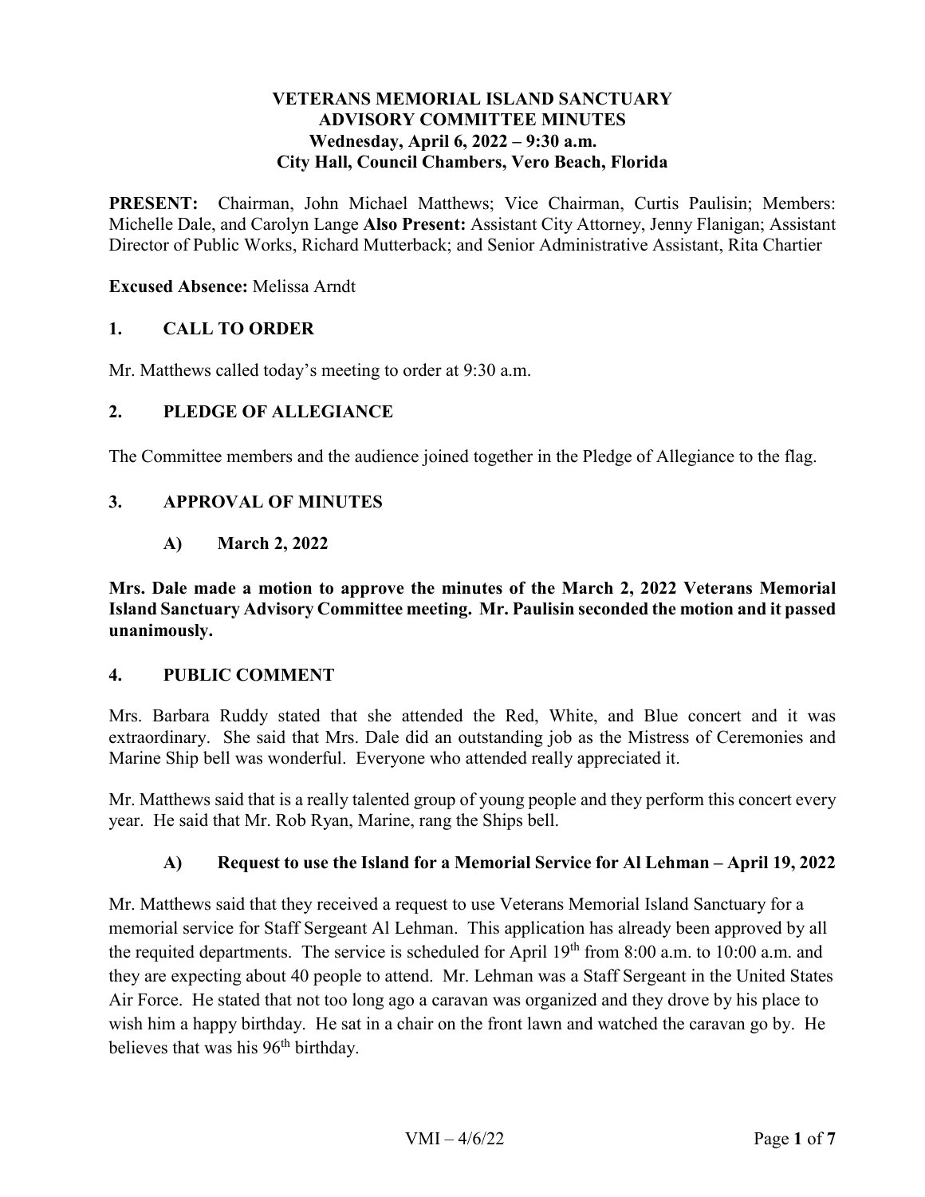# VETERANS MEMORIAL ISLAND SANCTUARY ADVISORY COMMITTEE MINUTES

**Wednesday, April 6, 2022 – 9:30 a.m.**
**City Hall, Council Chambers, Vero Beach, Florida**

**PRESENT:** Chairman, John Michael Matthews; Vice Chairman, Curtis Paulisin; Members: Michelle Dale, and Carolyn Lange **Also Present:** Assistant City Attorney, Jenny Flanigan; Assistant Director of Public Works, Richard Mutterback; and Senior Administrative Assistant, Rita Chartier

**Excused Absence:** Melissa Arndt

## 1. CALL TO ORDER

Mr. Matthews called today's meeting to order at 9:30 a.m.

## 2. PLEDGE OF ALLEGIANCE

The Committee members and the audience joined together in the Pledge of Allegiance to the flag.

## 3. APPROVAL OF MINUTES

### A) March 2, 2022

**Mrs. Dale made a motion to approve the minutes of the March 2, 2022 Veterans Memorial Island Sanctuary Advisory Committee meeting. Mr. Paulisin seconded the motion and it passed unanimously.**

## 4. PUBLIC COMMENT

Mrs. Barbara Ruddy stated that she attended the Red, White, and Blue concert and it was extraordinary. She said that Mrs. Dale did an outstanding job as the Mistress of Ceremonies and Marine Ship bell was wonderful. Everyone who attended really appreciated it.

Mr. Matthews said that is a really talented group of young people and they perform this concert every year. He said that Mr. Rob Ryan, Marine, rang the Ships bell.

### A) Request to use the Island for a Memorial Service for Al Lehman – April 19, 2022

Mr. Matthews said that they received a request to use Veterans Memorial Island Sanctuary for a memorial service for Staff Sergeant Al Lehman. This application has already been approved by all the requited departments. The service is scheduled for April 19th from 8:00 a.m. to 10:00 a.m. and they are expecting about 40 people to attend. Mr. Lehman was a Staff Sergeant in the United States Air Force. He stated that not too long ago a caravan was organized and they drove by his place to wish him a happy birthday. He sat in a chair on the front lawn and watched the caravan go by. He believes that was his 96th birthday.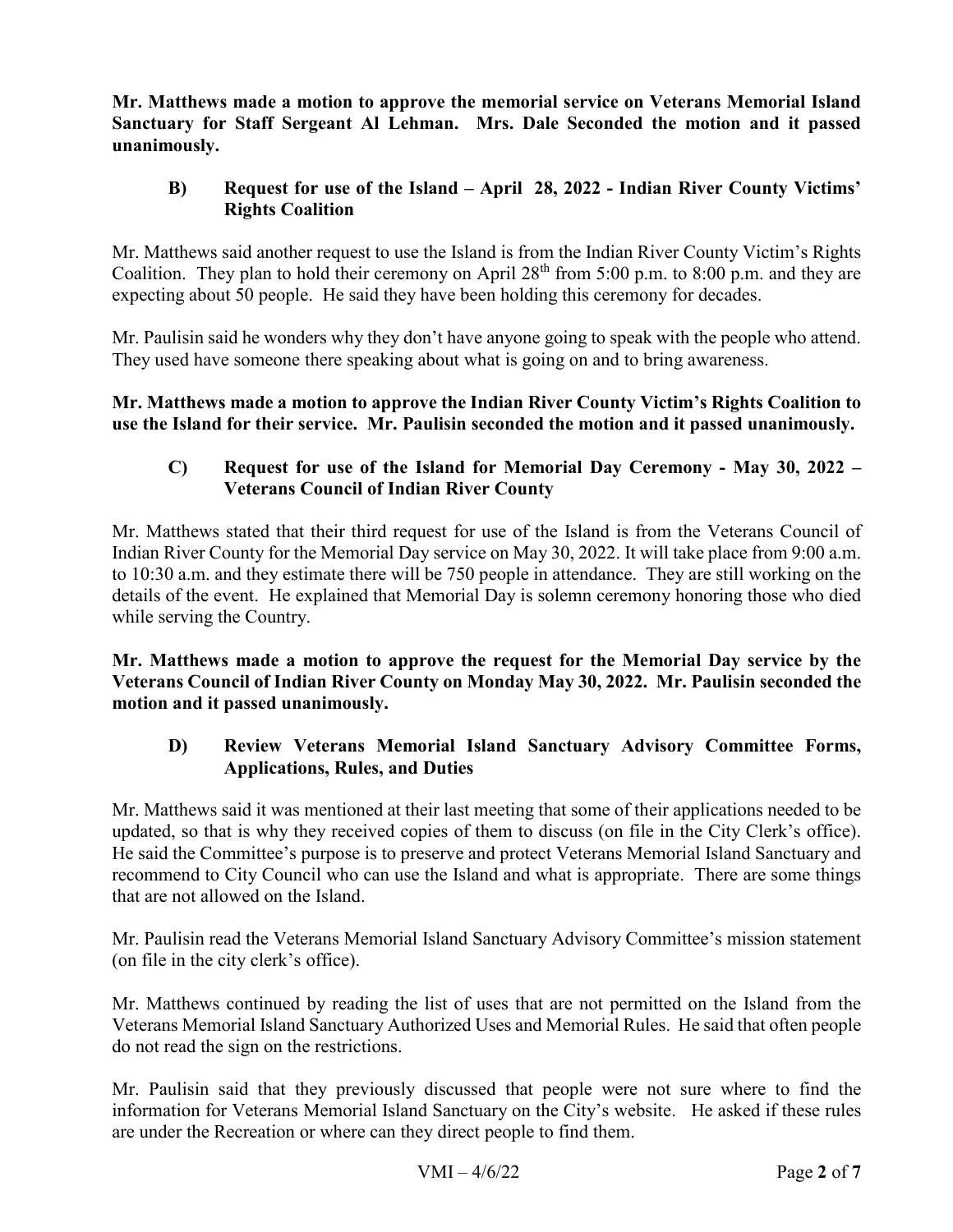**Mr. Matthews made a motion to approve the memorial service on Veterans Memorial Island Sanctuary for Staff Sergeant Al Lehman. Mrs. Dale Seconded the motion and it passed unanimously.**

**B) Request for use of the Island – April 28, 2022 - Indian River County Victims' Rights Coalition**

Mr. Matthews said another request to use the Island is from the Indian River County Victim's Rights Coalition. They plan to hold their ceremony on April 28th from 5:00 p.m. to 8:00 p.m. and they are expecting about 50 people. He said they have been holding this ceremony for decades.

Mr. Paulisin said he wonders why they don't have anyone going to speak with the people who attend. They used have someone there speaking about what is going on and to bring awareness.

**Mr. Matthews made a motion to approve the Indian River County Victim's Rights Coalition to use the Island for their service. Mr. Paulisin seconded the motion and it passed unanimously.**

**C) Request for use of the Island for Memorial Day Ceremony - May 30, 2022 – Veterans Council of Indian River County**

Mr. Matthews stated that their third request for use of the Island is from the Veterans Council of Indian River County for the Memorial Day service on May 30, 2022. It will take place from 9:00 a.m. to 10:30 a.m. and they estimate there will be 750 people in attendance. They are still working on the details of the event. He explained that Memorial Day is solemn ceremony honoring those who died while serving the Country.

**Mr. Matthews made a motion to approve the request for the Memorial Day service by the Veterans Council of Indian River County on Monday May 30, 2022. Mr. Paulisin seconded the motion and it passed unanimously.**

**D) Review Veterans Memorial Island Sanctuary Advisory Committee Forms, Applications, Rules, and Duties**

Mr. Matthews said it was mentioned at their last meeting that some of their applications needed to be updated, so that is why they received copies of them to discuss (on file in the City Clerk's office). He said the Committee's purpose is to preserve and protect Veterans Memorial Island Sanctuary and recommend to City Council who can use the Island and what is appropriate. There are some things that are not allowed on the Island.

Mr. Paulisin read the Veterans Memorial Island Sanctuary Advisory Committee's mission statement (on file in the city clerk's office).

Mr. Matthews continued by reading the list of uses that are not permitted on the Island from the Veterans Memorial Island Sanctuary Authorized Uses and Memorial Rules. He said that often people do not read the sign on the restrictions.

Mr. Paulisin said that they previously discussed that people were not sure where to find the information for Veterans Memorial Island Sanctuary on the City's website. He asked if these rules are under the Recreation or where can they direct people to find them.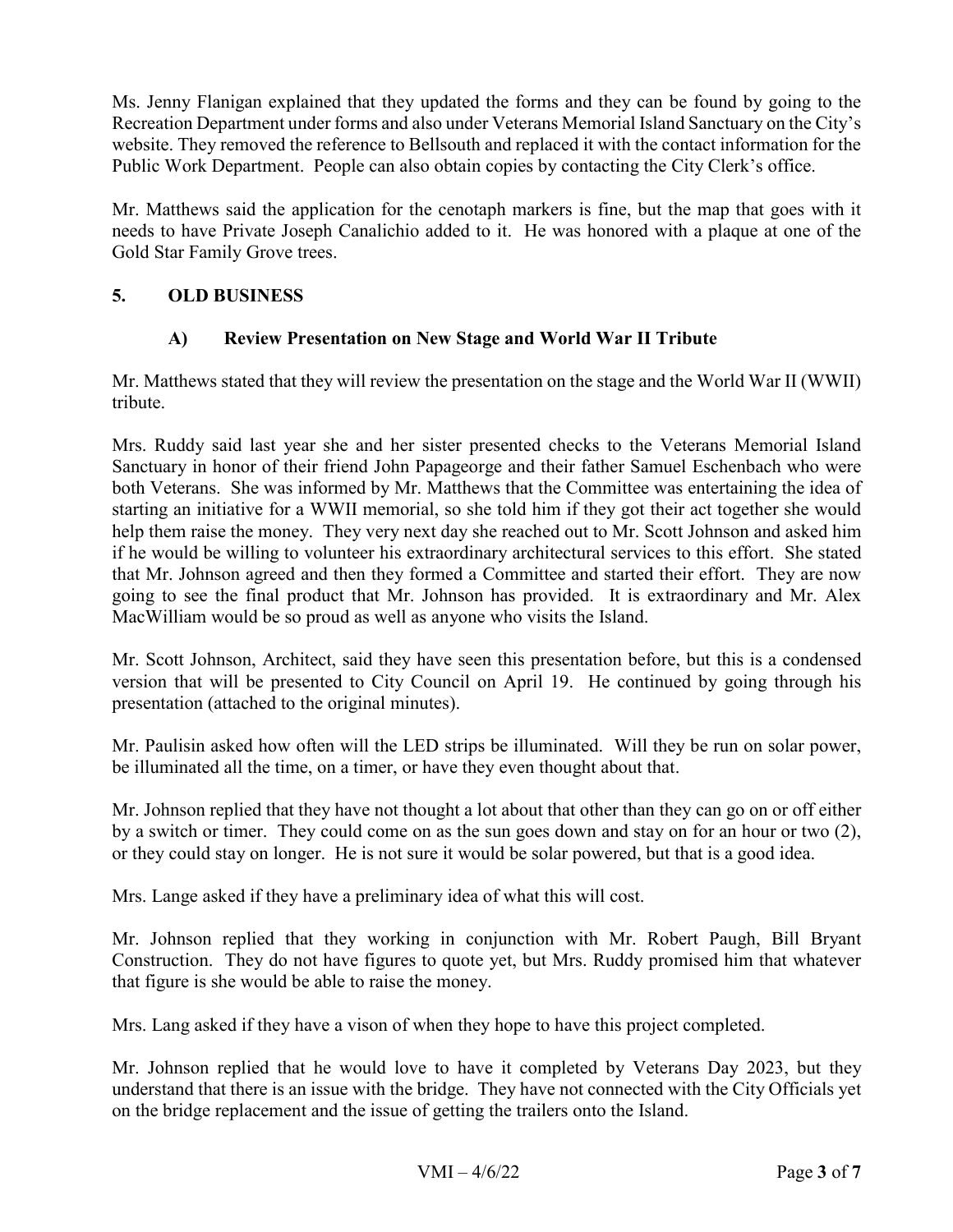Ms. Jenny Flanigan explained that they updated the forms and they can be found by going to the Recreation Department under forms and also under Veterans Memorial Island Sanctuary on the City's website. They removed the reference to Bellsouth and replaced it with the contact information for the Public Work Department. People can also obtain copies by contacting the City Clerk's office.

Mr. Matthews said the application for the cenotaph markers is fine, but the map that goes with it needs to have Private Joseph Canalichio added to it. He was honored with a plaque at one of the Gold Star Family Grove trees.

## 5. OLD BUSINESS

### A) Review Presentation on New Stage and World War II Tribute

Mr. Matthews stated that they will review the presentation on the stage and the World War II (WWII) tribute.

Mrs. Ruddy said last year she and her sister presented checks to the Veterans Memorial Island Sanctuary in honor of their friend John Papageorge and their father Samuel Eschenbach who were both Veterans. She was informed by Mr. Matthews that the Committee was entertaining the idea of starting an initiative for a WWII memorial, so she told him if they got their act together she would help them raise the money. They very next day she reached out to Mr. Scott Johnson and asked him if he would be willing to volunteer his extraordinary architectural services to this effort. She stated that Mr. Johnson agreed and then they formed a Committee and started their effort. They are now going to see the final product that Mr. Johnson has provided. It is extraordinary and Mr. Alex MacWilliam would be so proud as well as anyone who visits the Island.

Mr. Scott Johnson, Architect, said they have seen this presentation before, but this is a condensed version that will be presented to City Council on April 19. He continued by going through his presentation (attached to the original minutes).

Mr. Paulisin asked how often will the LED strips be illuminated. Will they be run on solar power, be illuminated all the time, on a timer, or have they even thought about that.

Mr. Johnson replied that they have not thought a lot about that other than they can go on or off either by a switch or timer. They could come on as the sun goes down and stay on for an hour or two (2), or they could stay on longer. He is not sure it would be solar powered, but that is a good idea.

Mrs. Lange asked if they have a preliminary idea of what this will cost.

Mr. Johnson replied that they working in conjunction with Mr. Robert Paugh, Bill Bryant Construction. They do not have figures to quote yet, but Mrs. Ruddy promised him that whatever that figure is she would be able to raise the money.

Mrs. Lang asked if they have a vison of when they hope to have this project completed.

Mr. Johnson replied that he would love to have it completed by Veterans Day 2023, but they understand that there is an issue with the bridge. They have not connected with the City Officials yet on the bridge replacement and the issue of getting the trailers onto the Island.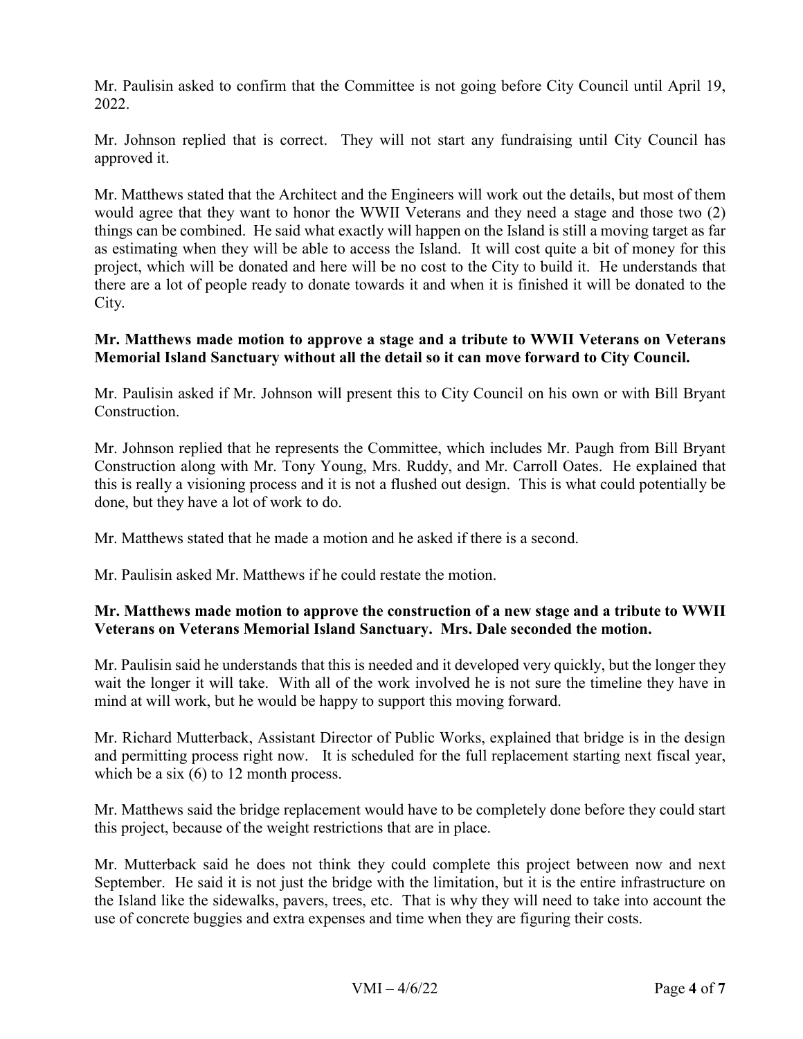Mr. Paulisin asked to confirm that the Committee is not going before City Council until April 19, 2022.

Mr. Johnson replied that is correct. They will not start any fundraising until City Council has approved it.

Mr. Matthews stated that the Architect and the Engineers will work out the details, but most of them would agree that they want to honor the WWII Veterans and they need a stage and those two (2) things can be combined. He said what exactly will happen on the Island is still a moving target as far as estimating when they will be able to access the Island. It will cost quite a bit of money for this project, which will be donated and here will be no cost to the City to build it. He understands that there are a lot of people ready to donate towards it and when it is finished it will be donated to the City.

**Mr. Matthews made motion to approve a stage and a tribute to WWII Veterans on Veterans Memorial Island Sanctuary without all the detail so it can move forward to City Council.**

Mr. Paulisin asked if Mr. Johnson will present this to City Council on his own or with Bill Bryant Construction.

Mr. Johnson replied that he represents the Committee, which includes Mr. Paugh from Bill Bryant Construction along with Mr. Tony Young, Mrs. Ruddy, and Mr. Carroll Oates. He explained that this is really a visioning process and it is not a flushed out design. This is what could potentially be done, but they have a lot of work to do.

Mr. Matthews stated that he made a motion and he asked if there is a second.

Mr. Paulisin asked Mr. Matthews if he could restate the motion.

**Mr. Matthews made motion to approve the construction of a new stage and a tribute to WWII Veterans on Veterans Memorial Island Sanctuary. Mrs. Dale seconded the motion.**

Mr. Paulisin said he understands that this is needed and it developed very quickly, but the longer they wait the longer it will take. With all of the work involved he is not sure the timeline they have in mind at will work, but he would be happy to support this moving forward.

Mr. Richard Mutterback, Assistant Director of Public Works, explained that bridge is in the design and permitting process right now. It is scheduled for the full replacement starting next fiscal year, which be a six (6) to 12 month process.

Mr. Matthews said the bridge replacement would have to be completely done before they could start this project, because of the weight restrictions that are in place.

Mr. Mutterback said he does not think they could complete this project between now and next September. He said it is not just the bridge with the limitation, but it is the entire infrastructure on the Island like the sidewalks, pavers, trees, etc. That is why they will need to take into account the use of concrete buggies and extra expenses and time when they are figuring their costs.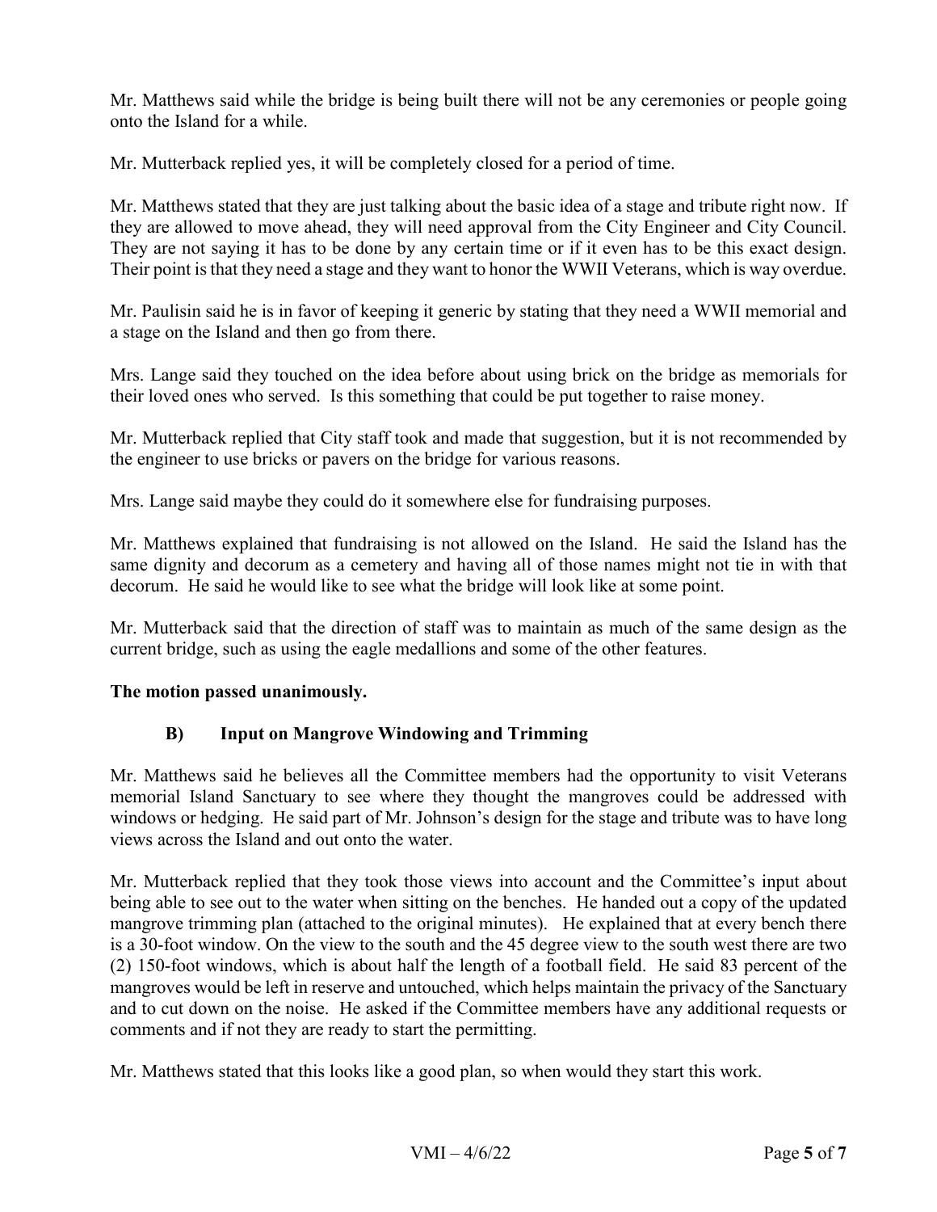Mr. Matthews said while the bridge is being built there will not be any ceremonies or people going onto the Island for a while.

Mr. Mutterback replied yes, it will be completely closed for a period of time.

Mr. Matthews stated that they are just talking about the basic idea of a stage and tribute right now. If they are allowed to move ahead, they will need approval from the City Engineer and City Council. They are not saying it has to be done by any certain time or if it even has to be this exact design. Their point is that they need a stage and they want to honor the WWII Veterans, which is way overdue.

Mr. Paulisin said he is in favor of keeping it generic by stating that they need a WWII memorial and a stage on the Island and then go from there.

Mrs. Lange said they touched on the idea before about using brick on the bridge as memorials for their loved ones who served. Is this something that could be put together to raise money.

Mr. Mutterback replied that City staff took and made that suggestion, but it is not recommended by the engineer to use bricks or pavers on the bridge for various reasons.

Mrs. Lange said maybe they could do it somewhere else for fundraising purposes.

Mr. Matthews explained that fundraising is not allowed on the Island. He said the Island has the same dignity and decorum as a cemetery and having all of those names might not tie in with that decorum. He said he would like to see what the bridge will look like at some point.

Mr. Mutterback said that the direction of staff was to maintain as much of the same design as the current bridge, such as using the eagle medallions and some of the other features.

**The motion passed unanimously.**

### B) Input on Mangrove Windowing and Trimming

Mr. Matthews said he believes all the Committee members had the opportunity to visit Veterans memorial Island Sanctuary to see where they thought the mangroves could be addressed with windows or hedging. He said part of Mr. Johnson's design for the stage and tribute was to have long views across the Island and out onto the water.

Mr. Mutterback replied that they took those views into account and the Committee's input about being able to see out to the water when sitting on the benches. He handed out a copy of the updated mangrove trimming plan (attached to the original minutes). He explained that at every bench there is a 30-foot window. On the view to the south and the 45 degree view to the south west there are two (2) 150-foot windows, which is about half the length of a football field. He said 83 percent of the mangroves would be left in reserve and untouched, which helps maintain the privacy of the Sanctuary and to cut down on the noise. He asked if the Committee members have any additional requests or comments and if not they are ready to start the permitting.

Mr. Matthews stated that this looks like a good plan, so when would they start this work.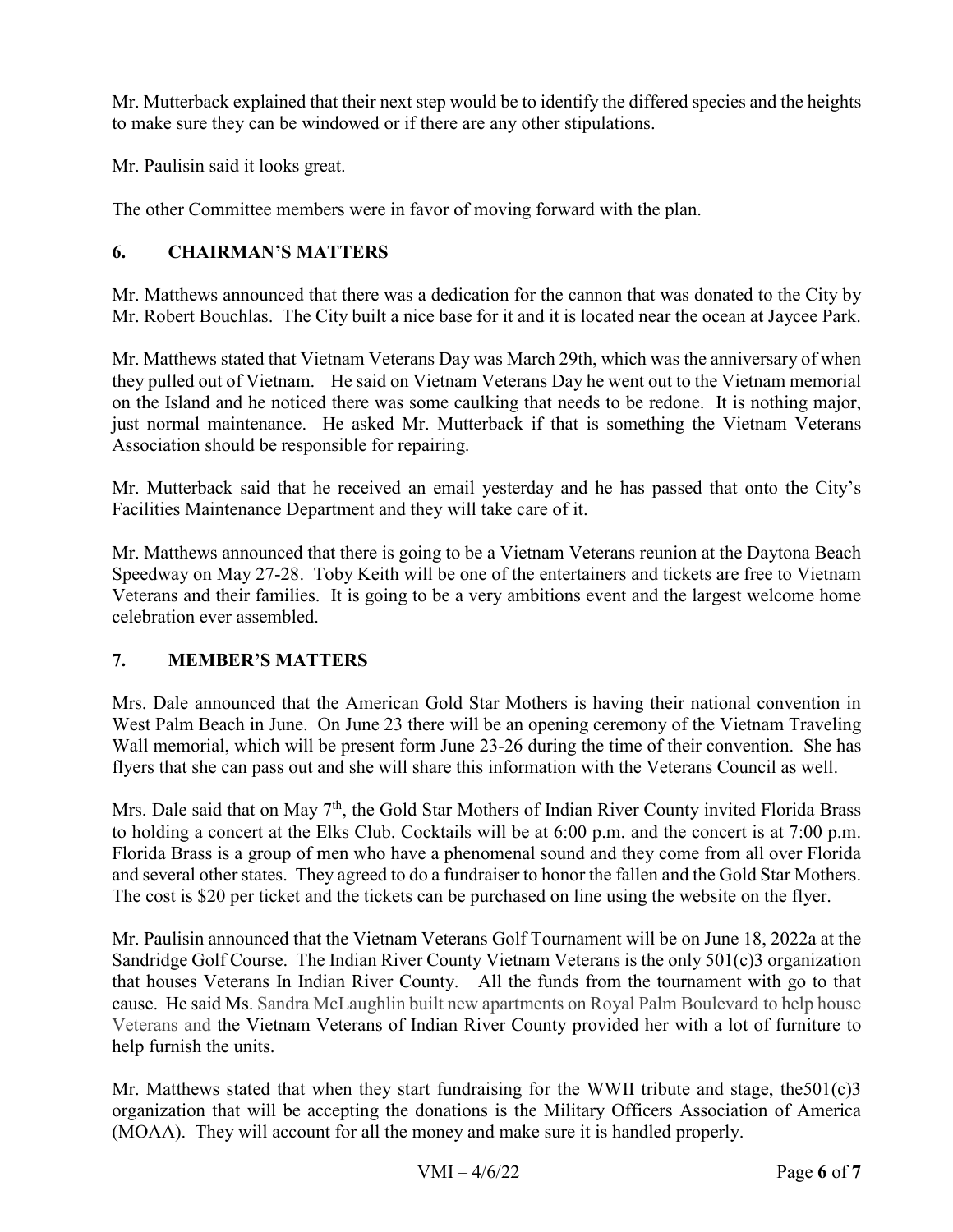Mr. Mutterback explained that their next step would be to identify the differed species and the heights to make sure they can be windowed or if there are any other stipulations.

Mr. Paulisin said it looks great.

The other Committee members were in favor of moving forward with the plan.

## 6. CHAIRMAN'S MATTERS

Mr. Matthews announced that there was a dedication for the cannon that was donated to the City by Mr. Robert Bouchlas. The City built a nice base for it and it is located near the ocean at Jaycee Park.

Mr. Matthews stated that Vietnam Veterans Day was March 29th, which was the anniversary of when they pulled out of Vietnam. He said on Vietnam Veterans Day he went out to the Vietnam memorial on the Island and he noticed there was some caulking that needs to be redone. It is nothing major, just normal maintenance. He asked Mr. Mutterback if that is something the Vietnam Veterans Association should be responsible for repairing.

Mr. Mutterback said that he received an email yesterday and he has passed that onto the City's Facilities Maintenance Department and they will take care of it.

Mr. Matthews announced that there is going to be a Vietnam Veterans reunion at the Daytona Beach Speedway on May 27-28. Toby Keith will be one of the entertainers and tickets are free to Vietnam Veterans and their families. It is going to be a very ambitions event and the largest welcome home celebration ever assembled.

## 7. MEMBER'S MATTERS

Mrs. Dale announced that the American Gold Star Mothers is having their national convention in West Palm Beach in June. On June 23 there will be an opening ceremony of the Vietnam Traveling Wall memorial, which will be present form June 23-26 during the time of their convention. She has flyers that she can pass out and she will share this information with the Veterans Council as well.

Mrs. Dale said that on May 7th, the Gold Star Mothers of Indian River County invited Florida Brass to holding a concert at the Elks Club. Cocktails will be at 6:00 p.m. and the concert is at 7:00 p.m. Florida Brass is a group of men who have a phenomenal sound and they come from all over Florida and several other states. They agreed to do a fundraiser to honor the fallen and the Gold Star Mothers. The cost is $20 per ticket and the tickets can be purchased on line using the website on the flyer.

Mr. Paulisin announced that the Vietnam Veterans Golf Tournament will be on June 18, 2022a at the Sandridge Golf Course. The Indian River County Vietnam Veterans is the only 501(c)3 organization that houses Veterans In Indian River County. All the funds from the tournament with go to that cause. He said Ms. Sandra McLaughlin built new apartments on Royal Palm Boulevard to help house Veterans and the Vietnam Veterans of Indian River County provided her with a lot of furniture to help furnish the units.

Mr. Matthews stated that when they start fundraising for the WWII tribute and stage, the501(c)3 organization that will be accepting the donations is the Military Officers Association of America (MOAA). They will account for all the money and make sure it is handled properly.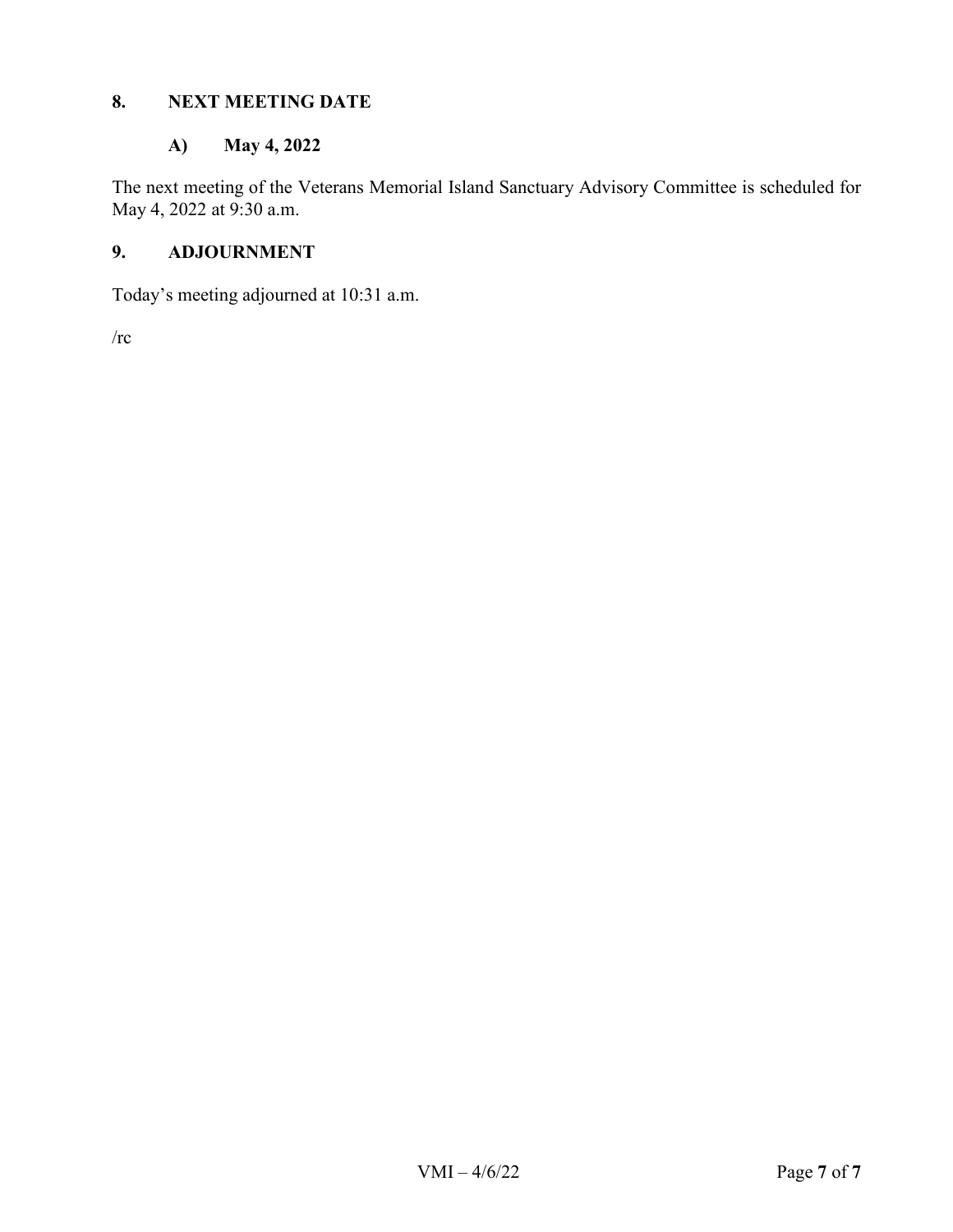## 8. NEXT MEETING DATE

### A) May 4, 2022

The next meeting of the Veterans Memorial Island Sanctuary Advisory Committee is scheduled for May 4, 2022 at 9:30 a.m.

## 9. ADJOURNMENT

Today's meeting adjourned at 10:31 a.m.

/rc